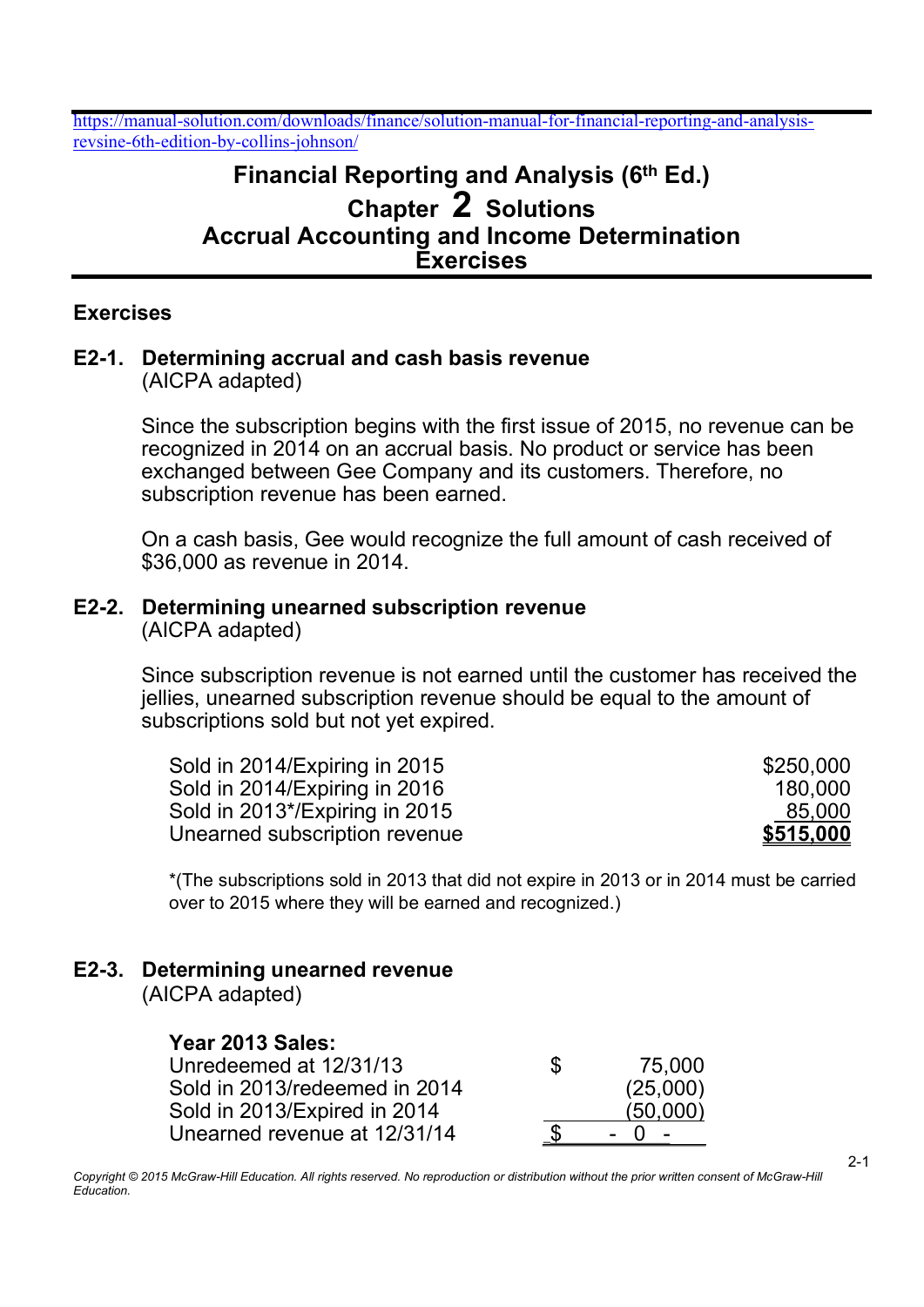https://manual-solution.com/downloads/finance/solution-manual-for-financial-reporting-and-analysis-revsine-6th-edition-by-collins-johnson/

# Financial Reporting and Analysis (6th Ed.)
# Chapter 2 Solutions
# Accrual Accounting and Income Determination
# Exercises

## Exercises

### E2-1. Determining accrual and cash basis revenue
(AICPA adapted)

Since the subscription begins with the first issue of 2015, no revenue can be recognized in 2014 on an accrual basis. No product or service has been exchanged between Gee Company and its customers. Therefore, no subscription revenue has been earned.

On a cash basis, Gee would recognize the full amount of cash received of $36,000 as revenue in 2014.

### E2-2. Determining unearned subscription revenue
(AICPA adapted)

Since subscription revenue is not earned until the customer has received the jellies, unearned subscription revenue should be equal to the amount of subscriptions sold but not yet expired.

| | |
|---|---:|
| Sold in 2014/Expiring in 2015 | $250,000 |
| Sold in 2014/Expiring in 2016 | 180,000 |
| Sold in 2013*/Expiring in 2015 | 85,000 |
| Unearned subscription revenue | **$515,000** |

*(The subscriptions sold in 2013 that did not expire in 2013 or in 2014 must be carried over to 2015 where they will be earned and recognized.)

### E2-3. Determining unearned revenue
(AICPA adapted)

| **Year 2013 Sales:** | |
|---|---:|
| Unredeemed at 12/31/13 | $ 75,000 |
| Sold in 2013/redeemed in 2014 | (25,000) |
| Sold in 2013/Expired in 2014 | (50,000) |
| Unearned revenue at 12/31/14 | $ - 0 - |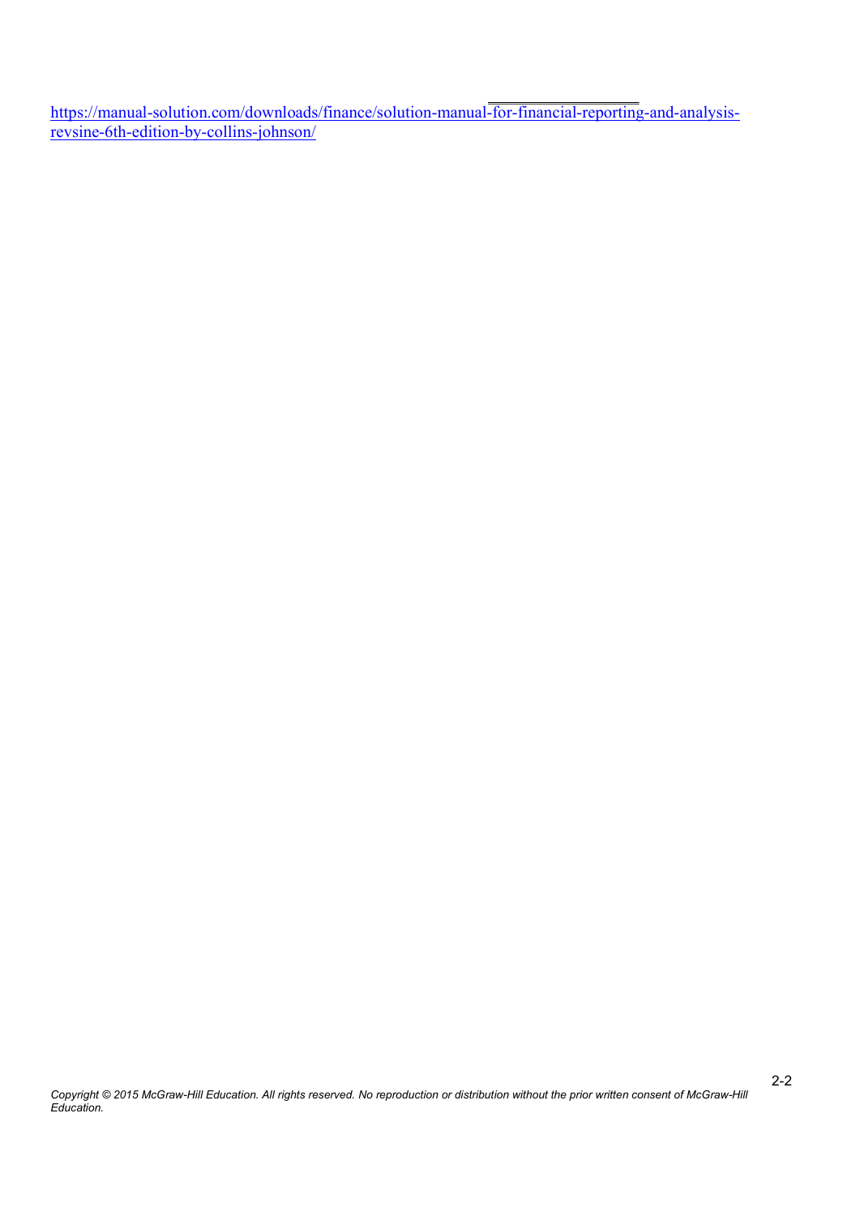https://manual-solution.com/downloads/finance/solution-manual-for-financial-reporting-and-analysis-revsine-6th-edition-by-collins-johnson/

Copyright © 2015 McGraw-Hill Education. All rights reserved. No reproduction or distribution without the prior written consent of McGraw-Hill Education.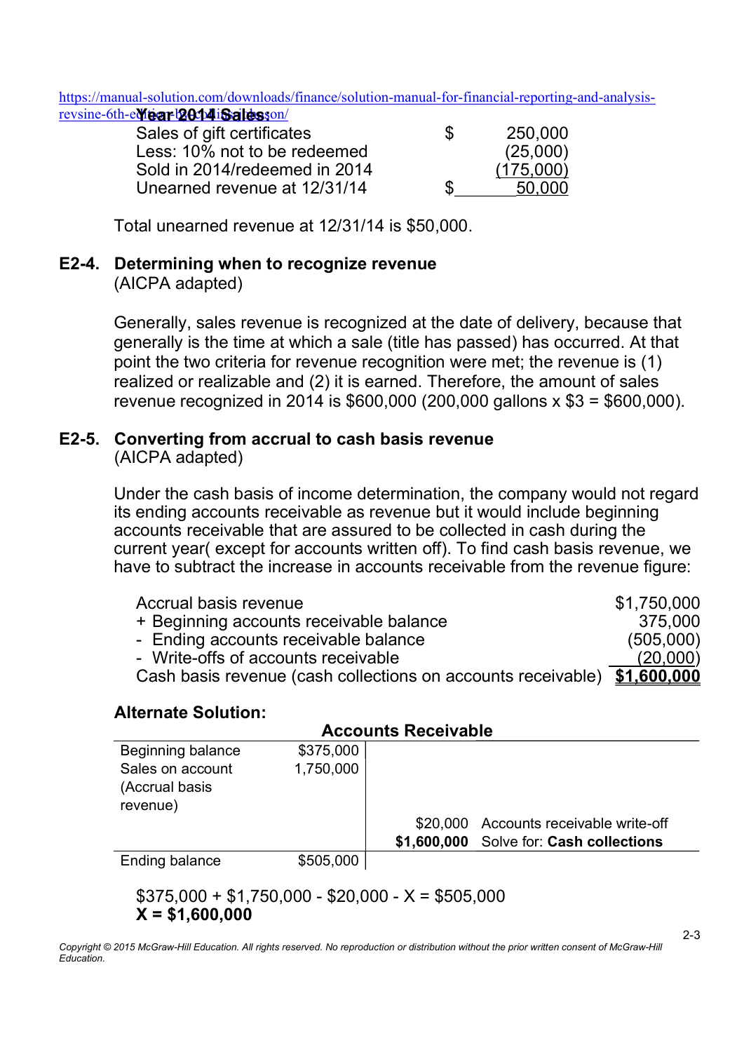https://manual-solution.com/downloads/finance/solution-manual-for-financial-reporting-and-analysis-revsine-6th-edition-by-collins-johnson/

**Year 2014 Sales:**

| | | |
|---|---|---|
| Sales of gift certificates | $ | 250,000 |
| Less: 10% not to be redeemed | | (25,000) |
| Sold in 2014/redeemed in 2014 | | (175,000) |
| Unearned revenue at 12/31/14 | $ | 50,000 |

Total unearned revenue at 12/31/14 is $50,000.

## E2-4. Determining when to recognize revenue

(AICPA adapted)

Generally, sales revenue is recognized at the date of delivery, because that generally is the time at which a sale (title has passed) has occurred. At that point the two criteria for revenue recognition were met; the revenue is (1) realized or realizable and (2) it is earned. Therefore, the amount of sales revenue recognized in 2014 is $600,000 (200,000 gallons x $3 = $600,000).

## E2-5. Converting from accrual to cash basis revenue

(AICPA adapted)

Under the cash basis of income determination, the company would not regard its ending accounts receivable as revenue but it would include beginning accounts receivable that are assured to be collected in cash during the current year( except for accounts written off). To find cash basis revenue, we have to subtract the increase in accounts receivable from the revenue figure:

| | |
|---|---|
| Accrual basis revenue | $1,750,000 |
| + Beginning accounts receivable balance | 375,000 |
| - Ending accounts receivable balance | (505,000) |
| - Write-offs of accounts receivable | (20,000) |
| Cash basis revenue (cash collections on accounts receivable) | **$1,600,000** |

**Alternate Solution:**

**Accounts Receivable**

| | Debit | Credit | |
|---|---|---|---|
| Beginning balance | $375,000 | | |
| Sales on account (Accrual basis revenue) | 1,750,000 | | |
| | | $20,000 | Accounts receivable write-off |
| | | **$1,600,000** | Solve for: **Cash collections** |
| Ending balance | $505,000 | | |

$375,000 + $1,750,000 - $20,000 - X = $505,000
**X = $1,600,000**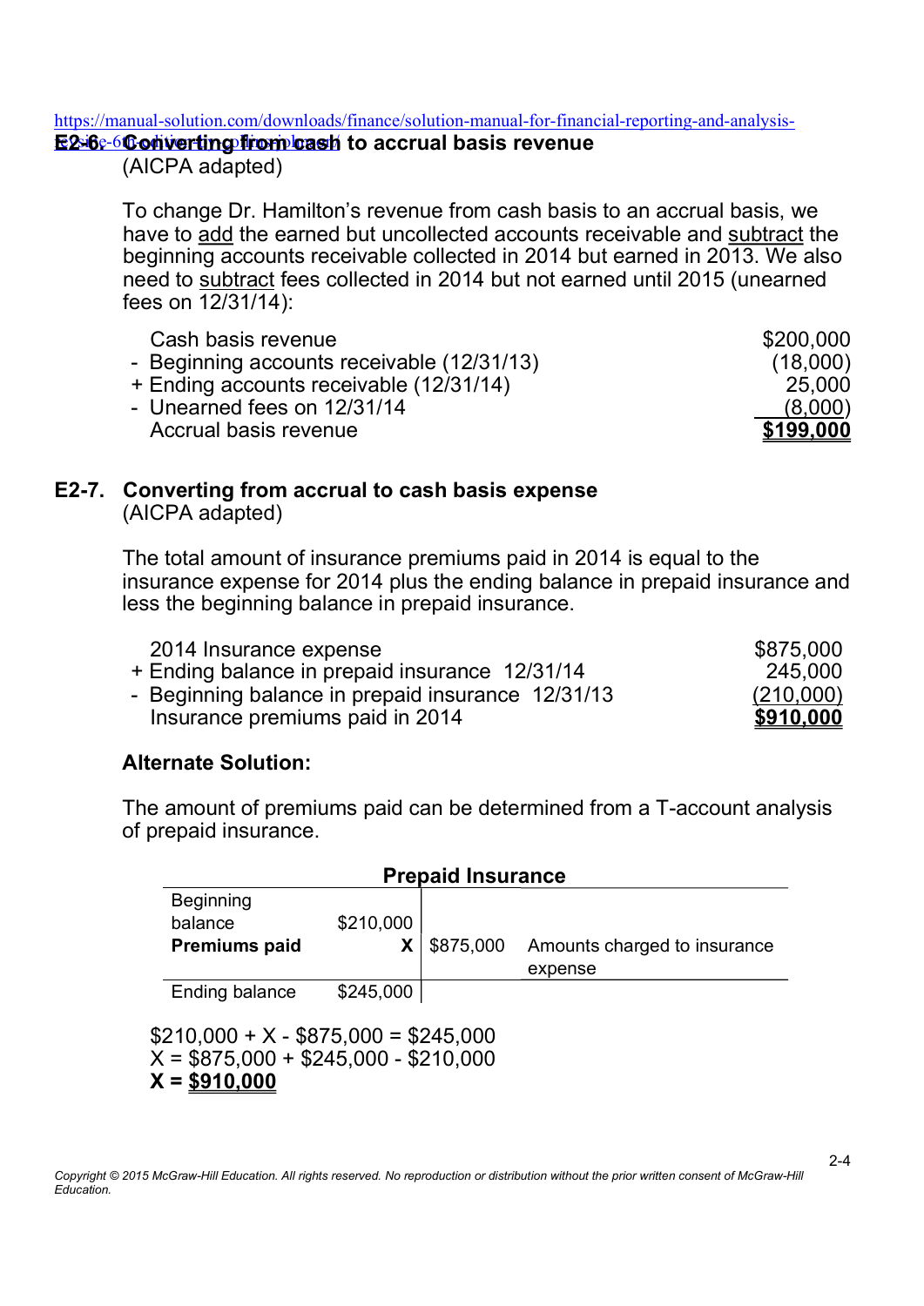https://manual-solution.com/downloads/finance/solution-manual-for-financial-reporting-and-analysis-revsine-6th-edition-collins-johnson

**E2-6. Converting from cash to accrual basis revenue**
(AICPA adapted)

To change Dr. Hamilton's revenue from cash basis to an accrual basis, we have to add the earned but uncollected accounts receivable and subtract the beginning accounts receivable collected in 2014 but earned in 2013. We also need to subtract fees collected in 2014 but not earned until 2015 (unearned fees on 12/31/14):

| | |
|---|---:|
| Cash basis revenue | $200,000 |
| - Beginning accounts receivable (12/31/13) | (18,000) |
| + Ending accounts receivable (12/31/14) | 25,000 |
| - Unearned fees on 12/31/14 | (8,000) |
| Accrual basis revenue | **$199,000** |

**E2-7. Converting from accrual to cash basis expense**
(AICPA adapted)

The total amount of insurance premiums paid in 2014 is equal to the insurance expense for 2014 plus the ending balance in prepaid insurance and less the beginning balance in prepaid insurance.

| | |
|---|---:|
| 2014 Insurance expense | $875,000 |
| + Ending balance in prepaid insurance 12/31/14 | 245,000 |
| - Beginning balance in prepaid insurance 12/31/13 | (210,000) |
| Insurance premiums paid in 2014 | **$910,000** |

**Alternate Solution:**

The amount of premiums paid can be determined from a T-account analysis of prepaid insurance.

**Prepaid Insurance**

| | Debit | Credit | |
|---|---:|---:|---|
| Beginning balance | $210,000 | | |
| **Premiums paid** | **X** | $875,000 | Amounts charged to insurance expense |
| Ending balance | $245,000 | | |

$$210{,}000 + X - 875{,}000 = 245{,}000$$
$$X = 875{,}000 + 245{,}000 - 210{,}000$$
$$\mathbf{X = \$910{,}000}$$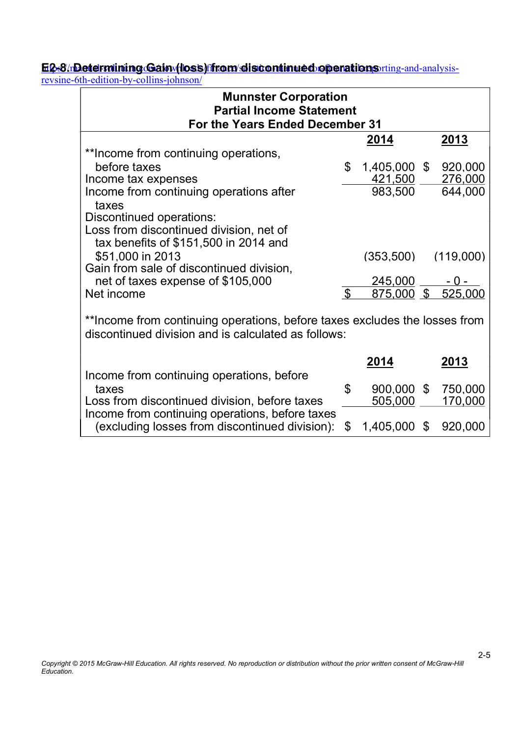## E2-8. Determining Gain (loss) from discontinued operations

https://mudeliverm.com/download/solutions-manual-for-financial-reporting-and-analysis-revsine-6th-edition-by-collins-johnson/

**Munnster Corporation**
**Partial Income Statement**
**For the Years Ended December 31**

| | 2014 | 2013 |
|---|---|---|
| **Income from continuing operations, before taxes | $ 1,405,000 | $ 920,000 |
| Income tax expenses | 421,500 | 276,000 |
| Income from continuing operations after taxes | 983,500 | 644,000 |
| Discontinued operations: | | |
| Loss from discontinued division, net of tax benefits of $151,500 in 2014 and $51,000 in 2013 | (353,500) | (119,000) |
| Gain from sale of discontinued division, net of taxes expense of $105,000 | 245,000 | - 0 - |
| Net income | $ 875,000 | $ 525,000 |

**Income from continuing operations, before taxes excludes the losses from discontinued division and is calculated as follows:

| | 2014 | 2013 |
|---|---|---|
| Income from continuing operations, before taxes | $ 900,000 | $ 750,000 |
| Loss from discontinued division, before taxes | 505,000 | 170,000 |
| Income from continuing operations, before taxes (excluding losses from discontinued division): | $ 1,405,000 | $ 920,000 |

*Copyright © 2015 McGraw-Hill Education. All rights reserved. No reproduction or distribution without the prior written consent of McGraw-Hill Education.*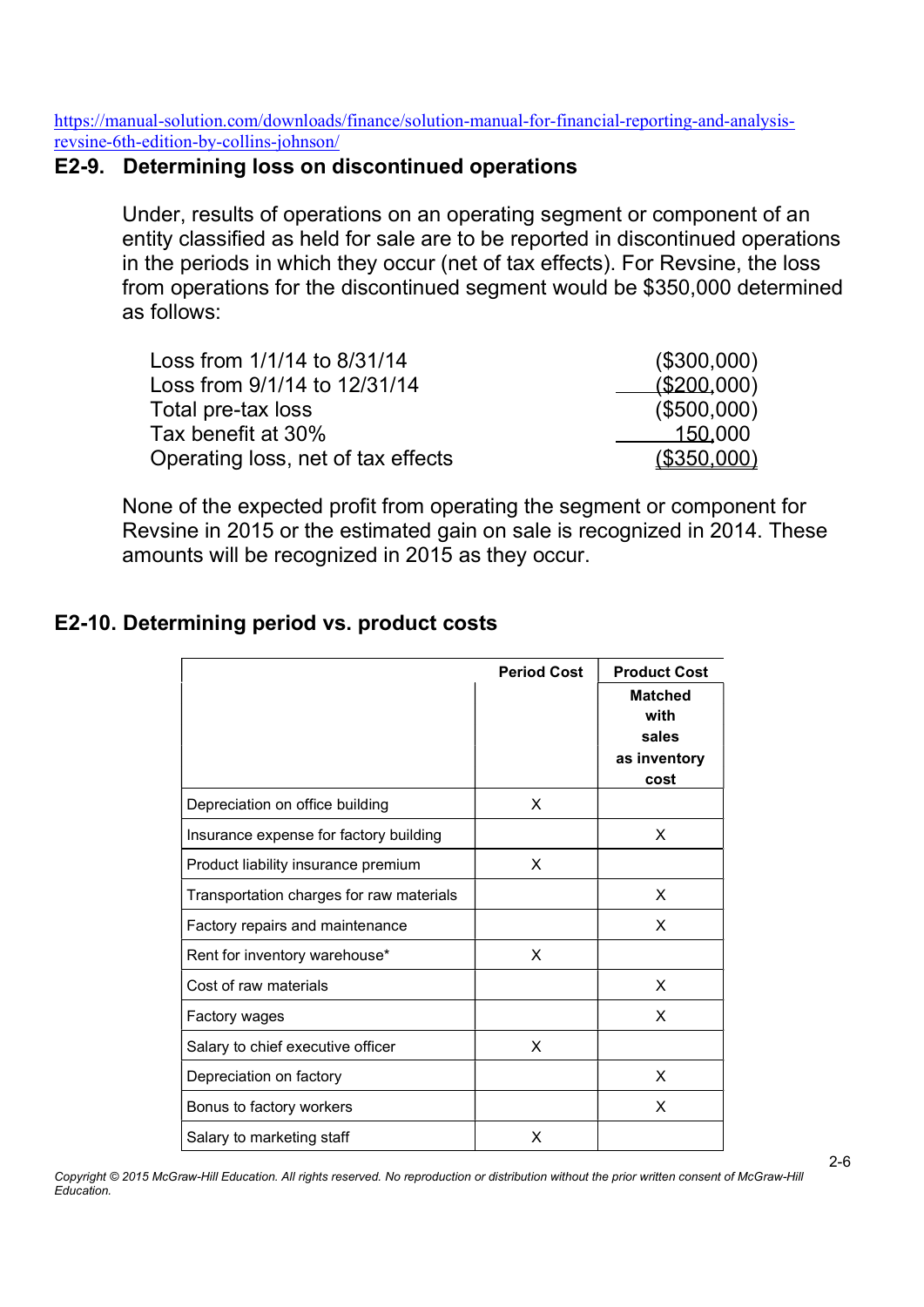https://manual-solution.com/downloads/finance/solution-manual-for-financial-reporting-and-analysis-revsine-6th-edition-by-collins-johnson/

## E2-9. Determining loss on discontinued operations

Under, results of operations on an operating segment or component of an entity classified as held for sale are to be reported in discontinued operations in the periods in which they occur (net of tax effects). For Revsine, the loss from operations for the discontinued segment would be $350,000 determined as follows:

| | |
|---|---|
| Loss from 1/1/14 to 8/31/14 | ($300,000) |
| Loss from 9/1/14 to 12/31/14 | ($200,000) |
| Total pre-tax loss | ($500,000) |
| Tax benefit at 30% | 150,000 |
| Operating loss, net of tax effects | ($350,000) |

None of the expected profit from operating the segment or component for Revsine in 2015 or the estimated gain on sale is recognized in 2014. These amounts will be recognized in 2015 as they occur.

## E2-10. Determining period vs. product costs

| | Period Cost | Product Cost Matched with sales as inventory cost |
|---|---|---|
| Depreciation on office building | X | |
| Insurance expense for factory building | | X |
| Product liability insurance premium | X | |
| Transportation charges for raw materials | | X |
| Factory repairs and maintenance | | X |
| Rent for inventory warehouse* | X | |
| Cost of raw materials | | X |
| Factory wages | | X |
| Salary to chief executive officer | X | |
| Depreciation on factory | | X |
| Bonus to factory workers | | X |
| Salary to marketing staff | X | |

*Copyright © 2015 McGraw-Hill Education. All rights reserved. No reproduction or distribution without the prior written consent of McGraw-Hill Education.*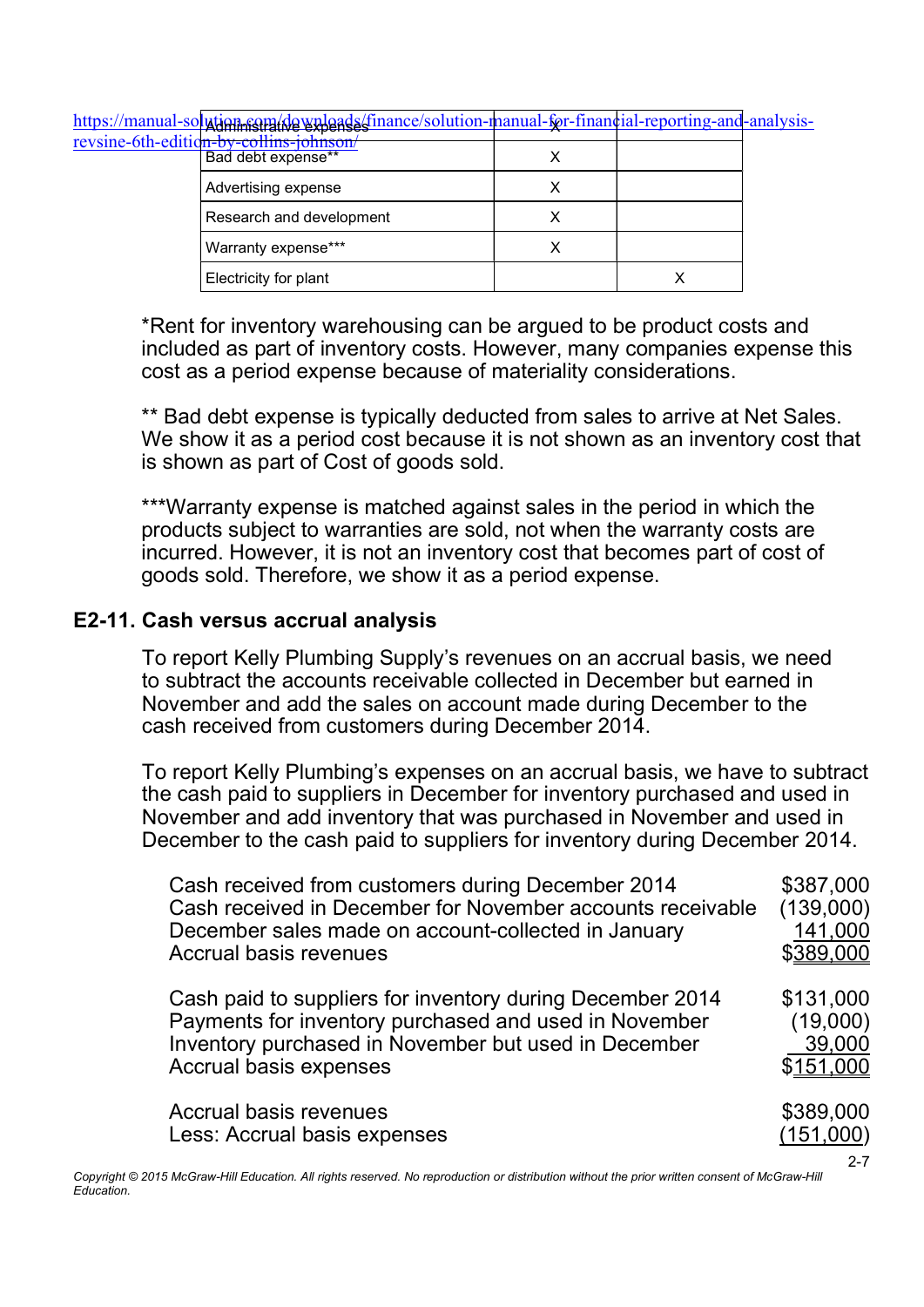https://manual-solution.com/downloads/finance/solution-manual-for-financial-reporting-and-analysis-revsine-6th-edition-by-collins-johnson/

| | | |
|---|---|---|
| Administrative expenses | X | |
| Bad debt expense** | X | |
| Advertising expense | X | |
| Research and development | X | |
| Warranty expense*** | X | |
| Electricity for plant | | X |

*Rent for inventory warehousing can be argued to be product costs and included as part of inventory costs. However, many companies expense this cost as a period expense because of materiality considerations.

** Bad debt expense is typically deducted from sales to arrive at Net Sales. We show it as a period cost because it is not shown as an inventory cost that is shown as part of Cost of goods sold.

***Warranty expense is matched against sales in the period in which the products subject to warranties are sold, not when the warranty costs are incurred. However, it is not an inventory cost that becomes part of cost of goods sold. Therefore, we show it as a period expense.

## E2-11. Cash versus accrual analysis

To report Kelly Plumbing Supply's revenues on an accrual basis, we need to subtract the accounts receivable collected in December but earned in November and add the sales on account made during December to the cash received from customers during December 2014.

To report Kelly Plumbing's expenses on an accrual basis, we have to subtract the cash paid to suppliers in December for inventory purchased and used in November and add inventory that was purchased in November and used in December to the cash paid to suppliers for inventory during December 2014.

| | |
|---|---|
| Cash received from customers during December 2014 | $387,000 |
| Cash received in December for November accounts receivable | (139,000) |
| December sales made on account-collected in January | 141,000 |
| Accrual basis revenues | $389,000 |
| | |
| Cash paid to suppliers for inventory during December 2014 | $131,000 |
| Payments for inventory purchased and used in November | (19,000) |
| Inventory purchased in November but used in December | 39,000 |
| Accrual basis expenses | $151,000 |
| | |
| Accrual basis revenues | $389,000 |
| Less: Accrual basis expenses | (151,000) |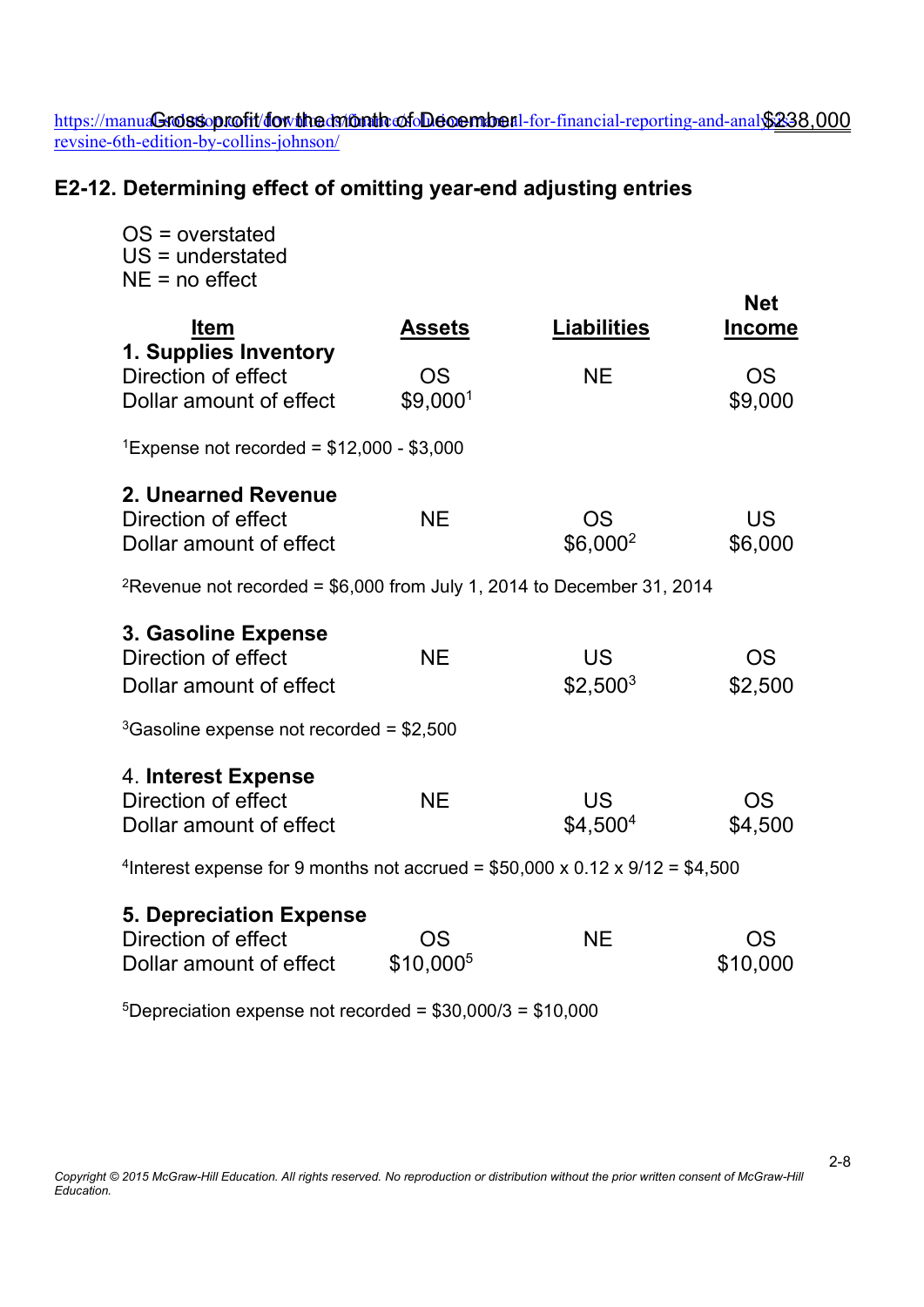https://manualsolutionsdownload.com/download/financial-reporting-and-analysis-revsine-6th-edition-by-collins-johnson/

Gross profit for the month of December $238,000

## E2-12. Determining effect of omitting year-end adjusting entries

OS = overstated
US = understated
NE = no effect

| Item | Assets | Liabilities | Net Income |
|---|---|---|---|
| **1. Supplies Inventory** | | | |
| Direction of effect | OS | NE | OS |
| Dollar amount of effect | $9,000[1] | | $9,000 |

[1]Expense not recorded = $12,000 - $3,000

| Item | Assets | Liabilities | Net Income |
|---|---|---|---|
| **2. Unearned Revenue** | | | |
| Direction of effect | NE | OS | US |
| Dollar amount of effect | | $6,000[2] | $6,000 |

[2]Revenue not recorded = $6,000 from July 1, 2014 to December 31, 2014

| Item | Assets | Liabilities | Net Income |
|---|---|---|---|
| **3. Gasoline Expense** | | | |
| Direction of effect | NE | US | OS |
| Dollar amount of effect | | $2,500[3] | $2,500 |

[3]Gasoline expense not recorded = $2,500

| Item | Assets | Liabilities | Net Income |
|---|---|---|---|
| 4. **Interest Expense** | | | |
| Direction of effect | NE | US | OS |
| Dollar amount of effect | | $4,500[4] | $4,500 |

[4]Interest expense for 9 months not accrued = $50,000 x 0.12 x 9/12 = $4,500

| Item | Assets | Liabilities | Net Income |
|---|---|---|---|
| **5. Depreciation Expense** | | | |
| Direction of effect | OS | NE | OS |
| Dollar amount of effect | $10,000[5] | | $10,000 |

[5]Depreciation expense not recorded = $30,000/3 = $10,000

*Copyright © 2015 McGraw-Hill Education. All rights reserved. No reproduction or distribution without the prior written consent of McGraw-Hill Education.*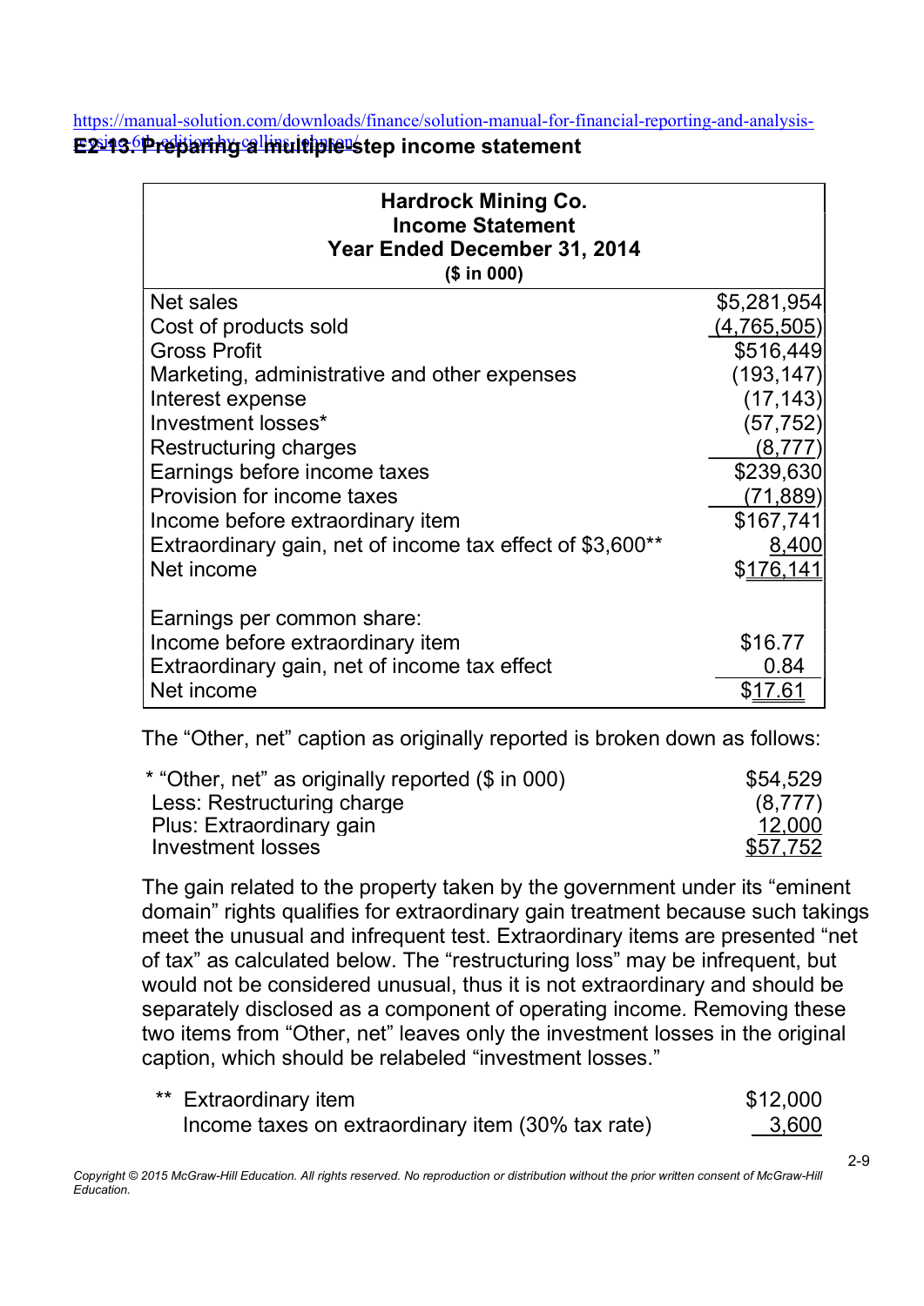https://manual-solution.com/downloads/finance/solution-manual-for-financial-reporting-and-analysis-using-6th-edition-by-collins-johnson/

## E2-13. Preparing a multiple-step income statement

| Hardrock Mining Co. Income Statement Year Ended December 31, 2014 ($ in 000) | |
|---|---|
| Net sales | $5,281,954 |
| Cost of products sold | (4,765,505) |
| Gross Profit | $516,449 |
| Marketing, administrative and other expenses | (193,147) |
| Interest expense | (17,143) |
| Investment losses* | (57,752) |
| Restructuring charges | (8,777) |
| Earnings before income taxes | $239,630 |
| Provision for income taxes | (71,889) |
| Income before extraordinary item | $167,741 |
| Extraordinary gain, net of income tax effect of $3,600** | 8,400 |
| Net income | $176,141 |
| | |
| Earnings per common share: | |
| Income before extraordinary item | $16.77 |
| Extraordinary gain, net of income tax effect | 0.84 |
| Net income | $17.61 |

The "Other, net" caption as originally reported is broken down as follows:

| | |
|---|---|
| * "Other, net" as originally reported ($ in 000) | $54,529 |
| Less: Restructuring charge | (8,777) |
| Plus: Extraordinary gain | 12,000 |
| Investment losses | $57,752 |

The gain related to the property taken by the government under its "eminent domain" rights qualifies for extraordinary gain treatment because such takings meet the unusual and infrequent test. Extraordinary items are presented "net of tax" as calculated below. The "restructuring loss" may be infrequent, but would not be considered unusual, thus it is not extraordinary and should be separately disclosed as a component of operating income. Removing these two items from "Other, net" leaves only the investment losses in the original caption, which should be relabeled "investment losses."

| | |
|---|---|
| ** Extraordinary item | $12,000 |
| Income taxes on extraordinary item (30% tax rate) | 3,600 |

Copyright © 2015 McGraw-Hill Education. All rights reserved. No reproduction or distribution without the prior written consent of McGraw-Hill Education.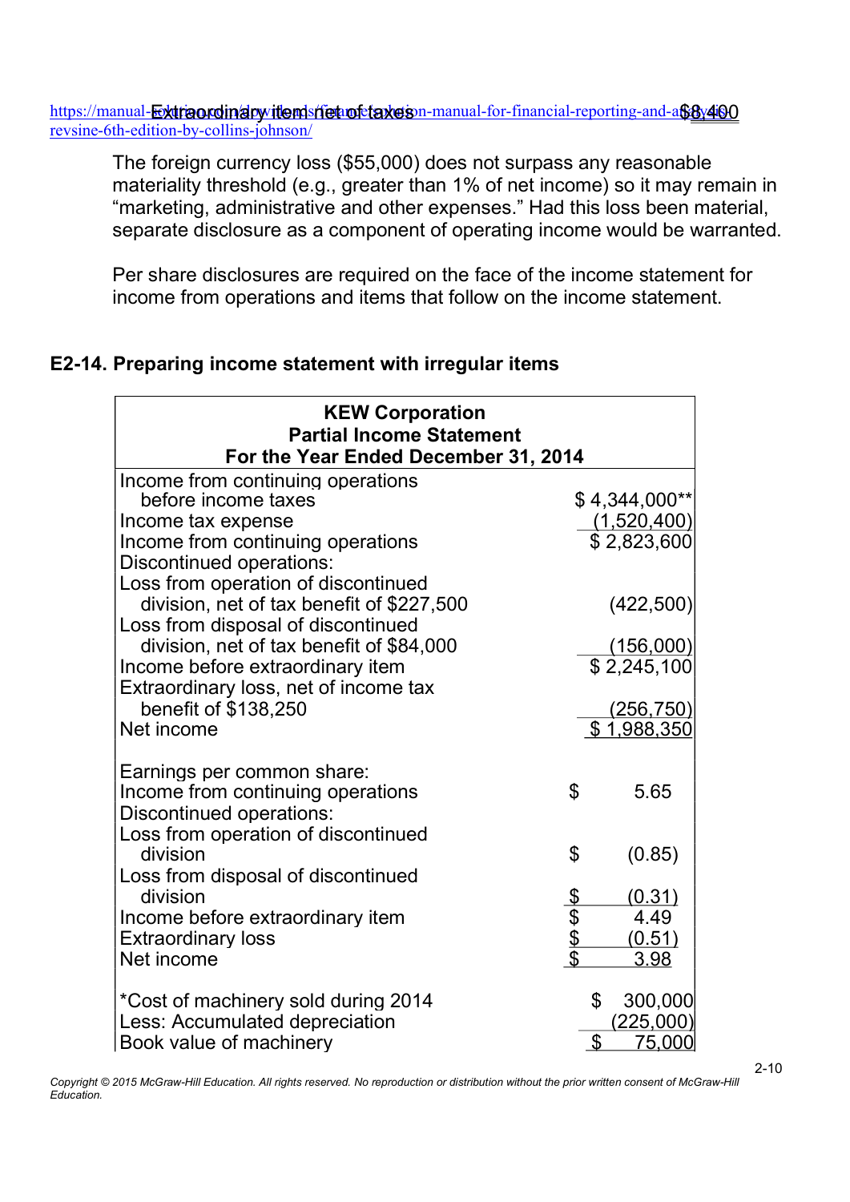Extraordinary item net of taxes $8,400

https://manual-solution.com/download/solution-manual-for-financial-reporting-and-analysis-revsine-6th-edition-by-collins-johnson/

The foreign currency loss ($55,000) does not surpass any reasonable materiality threshold (e.g., greater than 1% of net income) so it may remain in "marketing, administrative and other expenses." Had this loss been material, separate disclosure as a component of operating income would be warranted.

Per share disclosures are required on the face of the income statement for income from operations and items that follow on the income statement.

## E2-14. Preparing income statement with irregular items

**KEW Corporation**
**Partial Income Statement**
**For the Year Ended December 31, 2014**

| | |
|---|---|
| Income from continuing operations before income taxes | $ 4,344,000** |
| Income tax expense | (1,520,400) |
| Income from continuing operations | $ 2,823,600 |
| Discontinued operations: | |
| Loss from operation of discontinued division, net of tax benefit of $227,500 | (422,500) |
| Loss from disposal of discontinued division, net of tax benefit of $84,000 | (156,000) |
| Income before extraordinary item | $ 2,245,100 |
| Extraordinary loss, net of income tax benefit of $138,250 | (256,750) |
| Net income | $ 1,988,350 |
| | |
| Earnings per common share: | |
| Income from continuing operations | $ 5.65 |
| Discontinued operations: | |
| Loss from operation of discontinued division | $ (0.85) |
| Loss from disposal of discontinued division | $ (0.31) |
| Income before extraordinary item | $ 4.49 |
| Extraordinary loss | $ (0.51) |
| Net income | $ 3.98 |
| | |
| *Cost of machinery sold during 2014 | $ 300,000 |
| Less: Accumulated depreciation | (225,000) |
| Book value of machinery | $ 75,000 |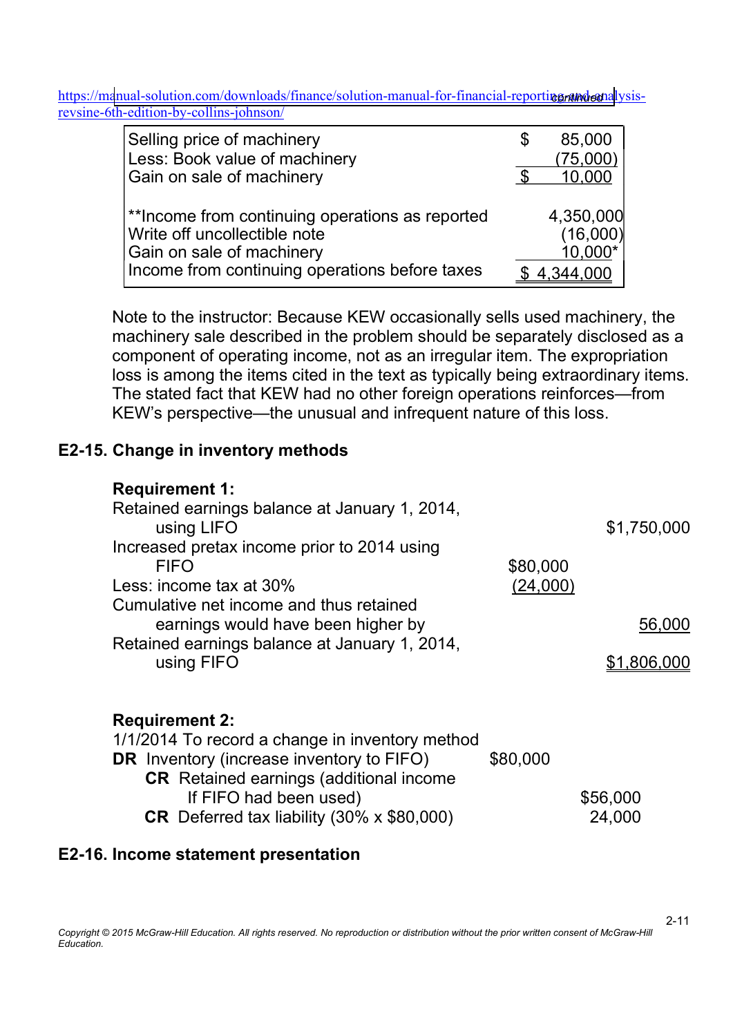https://manual-solution.com/downloads/finance/solution-manual-for-financial-reporting-and-analysis-revsine-6th-edition-by-collins-johnson/

| | | |
|---|---|---|
| Selling price of machinery | $ | 85,000 |
| Less: Book value of machinery | | (75,000) |
| Gain on sale of machinery | $ | 10,000 |
| | | |
| **Income from continuing operations as reported | | 4,350,000 |
| Write off uncollectible note | | (16,000) |
| Gain on sale of machinery | | 10,000* |
| Income from continuing operations before taxes | | $ 4,344,000 |

Note to the instructor: Because KEW occasionally sells used machinery, the machinery sale described in the problem should be separately disclosed as a component of operating income, not as an irregular item. The expropriation loss is among the items cited in the text as typically being extraordinary items. The stated fact that KEW had no other foreign operations reinforces—from KEW's perspective—the unusual and infrequent nature of this loss.

## E2-15. Change in inventory methods

**Requirement 1:**

| | | |
|---|---|---|
| Retained earnings balance at January 1, 2014, using LIFO | | $1,750,000 |
| Increased pretax income prior to 2014 using FIFO | $80,000 | |
| Less: income tax at 30% | (24,000) | |
| Cumulative net income and thus retained earnings would have been higher by | | 56,000 |
| Retained earnings balance at January 1, 2014, using FIFO | | $1,806,000 |

**Requirement 2:**

| | | |
|---|---|---|
| 1/1/2014 To record a change in inventory method | | |
| **DR** Inventory (increase inventory to FIFO) | $80,000 | |
| **CR** Retained earnings (additional income If FIFO had been used) | | $56,000 |
| **CR** Deferred tax liability (30% x $80,000) | | 24,000 |

## E2-16. Income statement presentation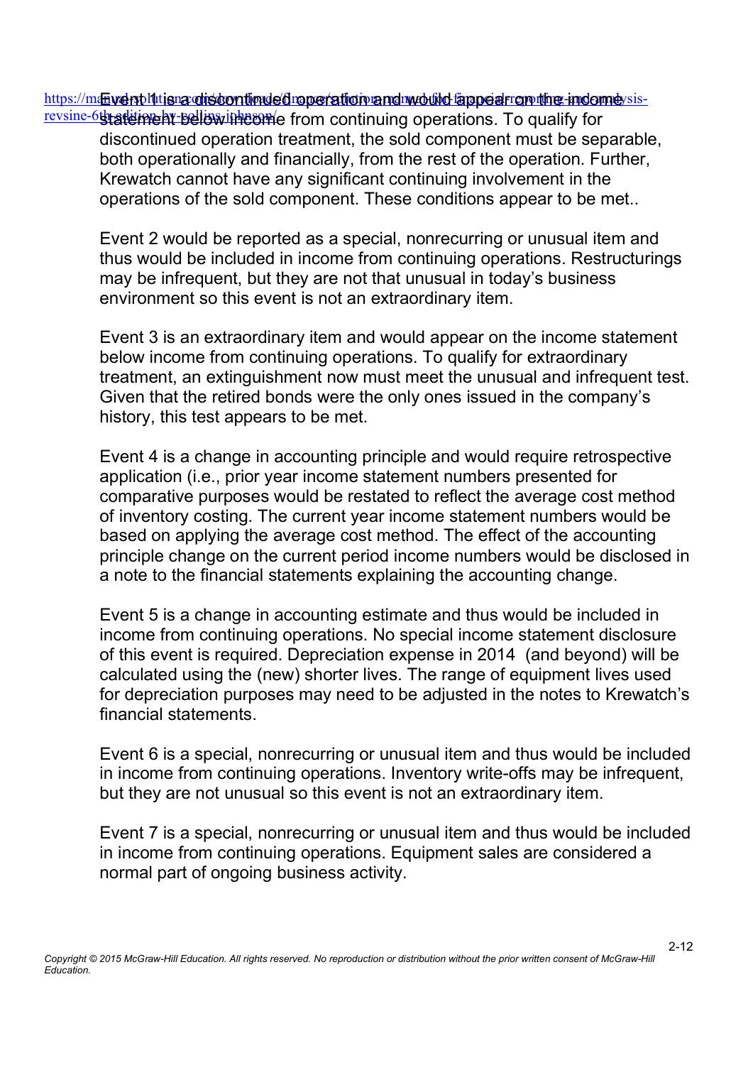Event 1 is a discontinued operation and would appear on the income statement below income from continuing operations. To qualify for discontinued operation treatment, the sold component must be separable, both operationally and financially, from the rest of the operation. Further, Krewatch cannot have any significant continuing involvement in the operations of the sold component. These conditions appear to be met..

Event 2 would be reported as a special, nonrecurring or unusual item and thus would be included in income from continuing operations. Restructurings may be infrequent, but they are not that unusual in today's business environment so this event is not an extraordinary item.

Event 3 is an extraordinary item and would appear on the income statement below income from continuing operations. To qualify for extraordinary treatment, an extinguishment now must meet the unusual and infrequent test. Given that the retired bonds were the only ones issued in the company's history, this test appears to be met.

Event 4 is a change in accounting principle and would require retrospective application (i.e., prior year income statement numbers presented for comparative purposes would be restated to reflect the average cost method of inventory costing. The current year income statement numbers would be based on applying the average cost method. The effect of the accounting principle change on the current period income numbers would be disclosed in a note to the financial statements explaining the accounting change.

Event 5 is a change in accounting estimate and thus would be included in income from continuing operations. No special income statement disclosure of this event is required. Depreciation expense in 2014 (and beyond) will be calculated using the (new) shorter lives. The range of equipment lives used for depreciation purposes may need to be adjusted in the notes to Krewatch's financial statements.

Event 6 is a special, nonrecurring or unusual item and thus would be included in income from continuing operations. Inventory write-offs may be infrequent, but they are not unusual so this event is not an extraordinary item.

Event 7 is a special, nonrecurring or unusual item and thus would be included in income from continuing operations. Equipment sales are considered a normal part of ongoing business activity.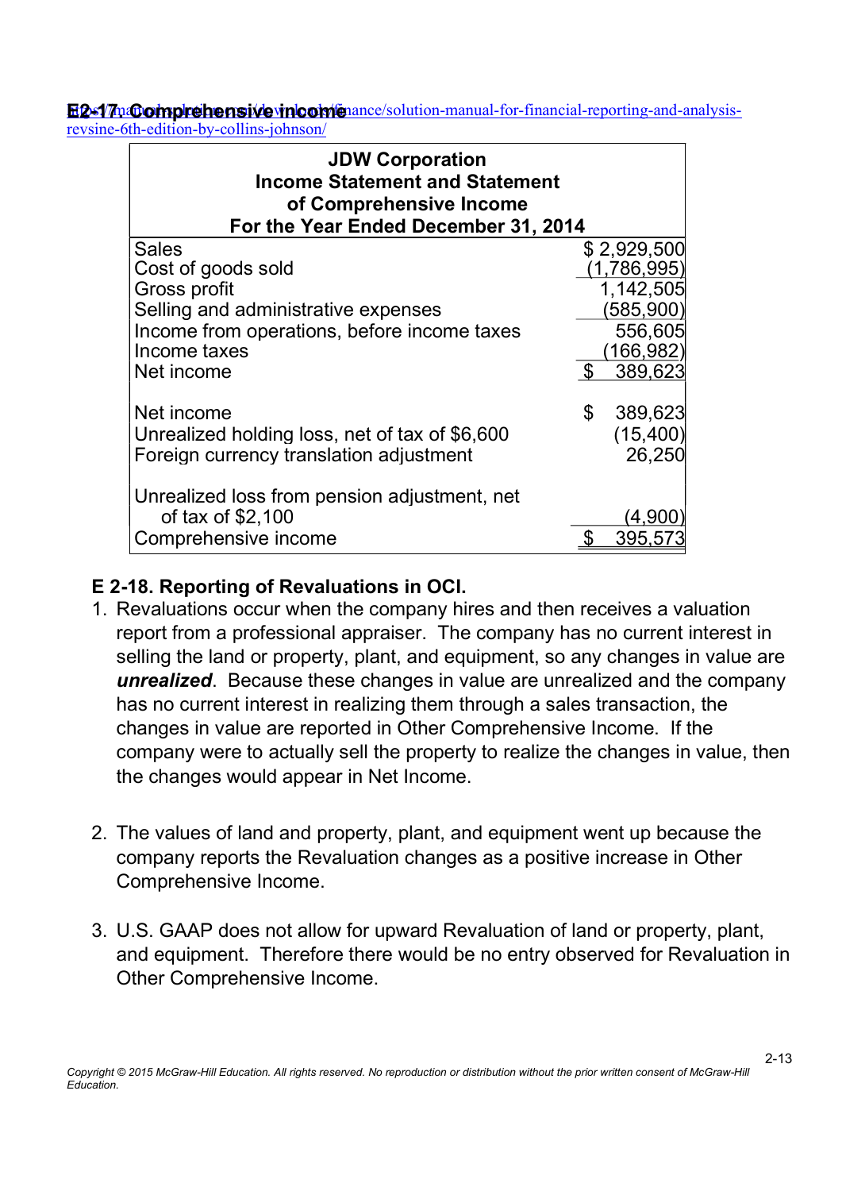## E2-17. Comprehensive income

https://manualplus.com/download/finance/solution-manual-for-financial-reporting-and-analysis-revsine-6th-edition-by-collins-johnson/

| JDW Corporation<br>Income Statement and Statement<br>of Comprehensive Income<br>For the Year Ended December 31, 2014 | |
|---|---|
| Sales | $ 2,929,500 |
| Cost of goods sold | (1,786,995) |
| Gross profit | 1,142,505 |
| Selling and administrative expenses | (585,900) |
| Income from operations, before income taxes | 556,605 |
| Income taxes | (166,982) |
| Net income | $ 389,623 |
| | |
| Net income | $ 389,623 |
| Unrealized holding loss, net of tax of $6,600 | (15,400) |
| Foreign currency translation adjustment | 26,250 |
| | |
| Unrealized loss from pension adjustment, net of tax of $2,100 | (4,900) |
| Comprehensive income | $ 395,573 |

## E 2-18. Reporting of Revaluations in OCI.

1. Revaluations occur when the company hires and then receives a valuation report from a professional appraiser. The company has no current interest in selling the land or property, plant, and equipment, so any changes in value are ***unrealized***. Because these changes in value are unrealized and the company has no current interest in realizing them through a sales transaction, the changes in value are reported in Other Comprehensive Income. If the company were to actually sell the property to realize the changes in value, then the changes would appear in Net Income.

2. The values of land and property, plant, and equipment went up because the company reports the Revaluation changes as a positive increase in Other Comprehensive Income.

3. U.S. GAAP does not allow for upward Revaluation of land or property, plant, and equipment. Therefore there would be no entry observed for Revaluation in Other Comprehensive Income.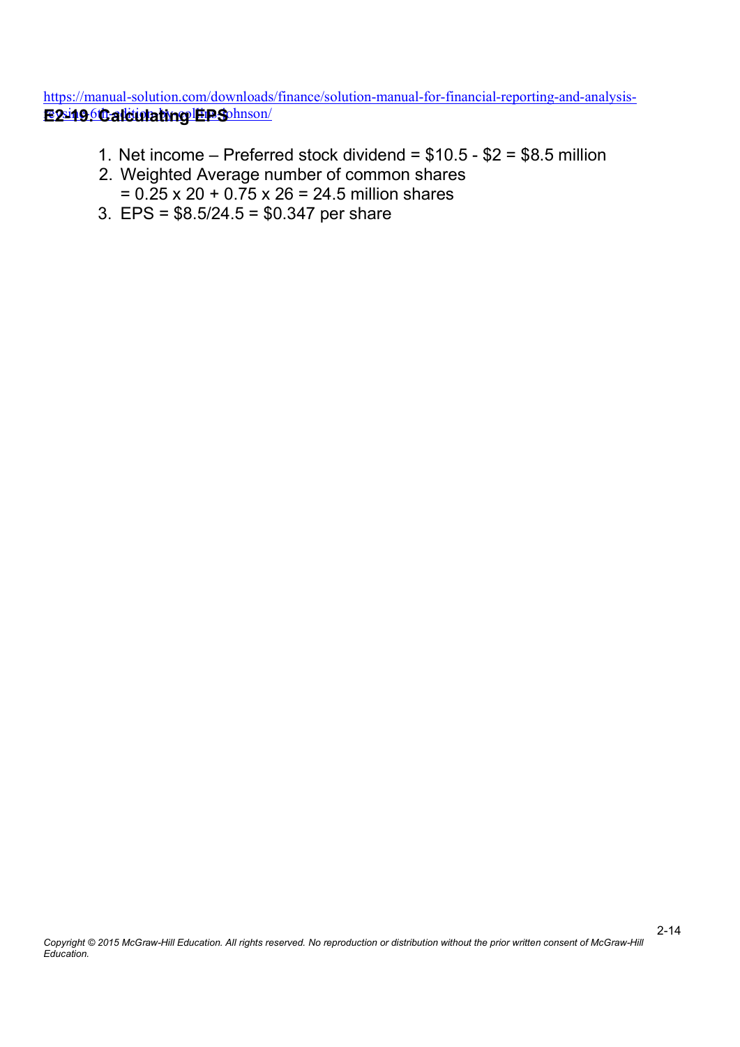**E2-19. Calculating EPS**

1. Net income – Preferred stock dividend = \$10.5 - \$2 = \$8.5 million
2. Weighted Average number of common shares
   = 0.25 x 20 + 0.75 x 26 = 24.5 million shares
3. EPS = \$8.5/24.5 = \$0.347 per share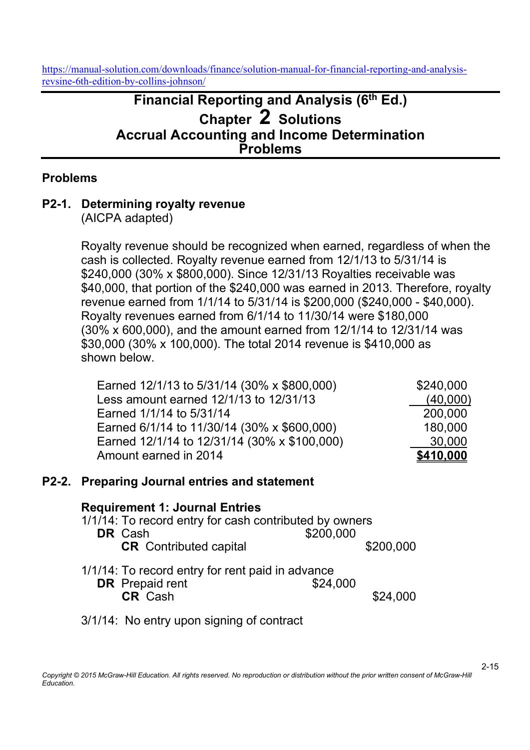https://manual-solution.com/downloads/finance/solution-manual-for-financial-reporting-and-analysis-revsine-6th-edition-by-collins-johnson/

# Financial Reporting and Analysis (6th Ed.)
# Chapter 2 Solutions
# Accrual Accounting and Income Determination
# Problems

## Problems

### P2-1. Determining royalty revenue

(AICPA adapted)

Royalty revenue should be recognized when earned, regardless of when the cash is collected. Royalty revenue earned from 12/1/13 to 5/31/14 is $240,000 (30% x $800,000). Since 12/31/13 Royalties receivable was $40,000, that portion of the $240,000 was earned in 2013. Therefore, royalty revenue earned from 1/1/14 to 5/31/14 is $200,000 ($240,000 - $40,000). Royalty revenues earned from 6/1/14 to 11/30/14 were $180,000 (30% x 600,000), and the amount earned from 12/1/14 to 12/31/14 was $30,000 (30% x 100,000). The total 2014 revenue is $410,000 as shown below.

| | |
|---|---|
| Earned 12/1/13 to 5/31/14 (30% x $800,000) | $240,000 |
| Less amount earned 12/1/13 to 12/31/13 | (40,000) |
| Earned 1/1/14 to 5/31/14 | 200,000 |
| Earned 6/1/14 to 11/30/14 (30% x $600,000) | 180,000 |
| Earned 12/1/14 to 12/31/14 (30% x $100,000) | 30,000 |
| Amount earned in 2014 | **$410,000** |

### P2-2. Preparing Journal entries and statement

**Requirement 1: Journal Entries**

1/1/14: To record entry for cash contributed by owners

| | | |
|---|---|---|
| **DR** Cash | $200,000 | |
| **CR** Contributed capital | | $200,000 |

1/1/14: To record entry for rent paid in advance

| | | |
|---|---|---|
| **DR** Prepaid rent | $24,000 | |
| **CR** Cash | | $24,000 |

3/1/14: No entry upon signing of contract

*Copyright © 2015 McGraw-Hill Education. All rights reserved. No reproduction or distribution without the prior written consent of McGraw-Hill Education.*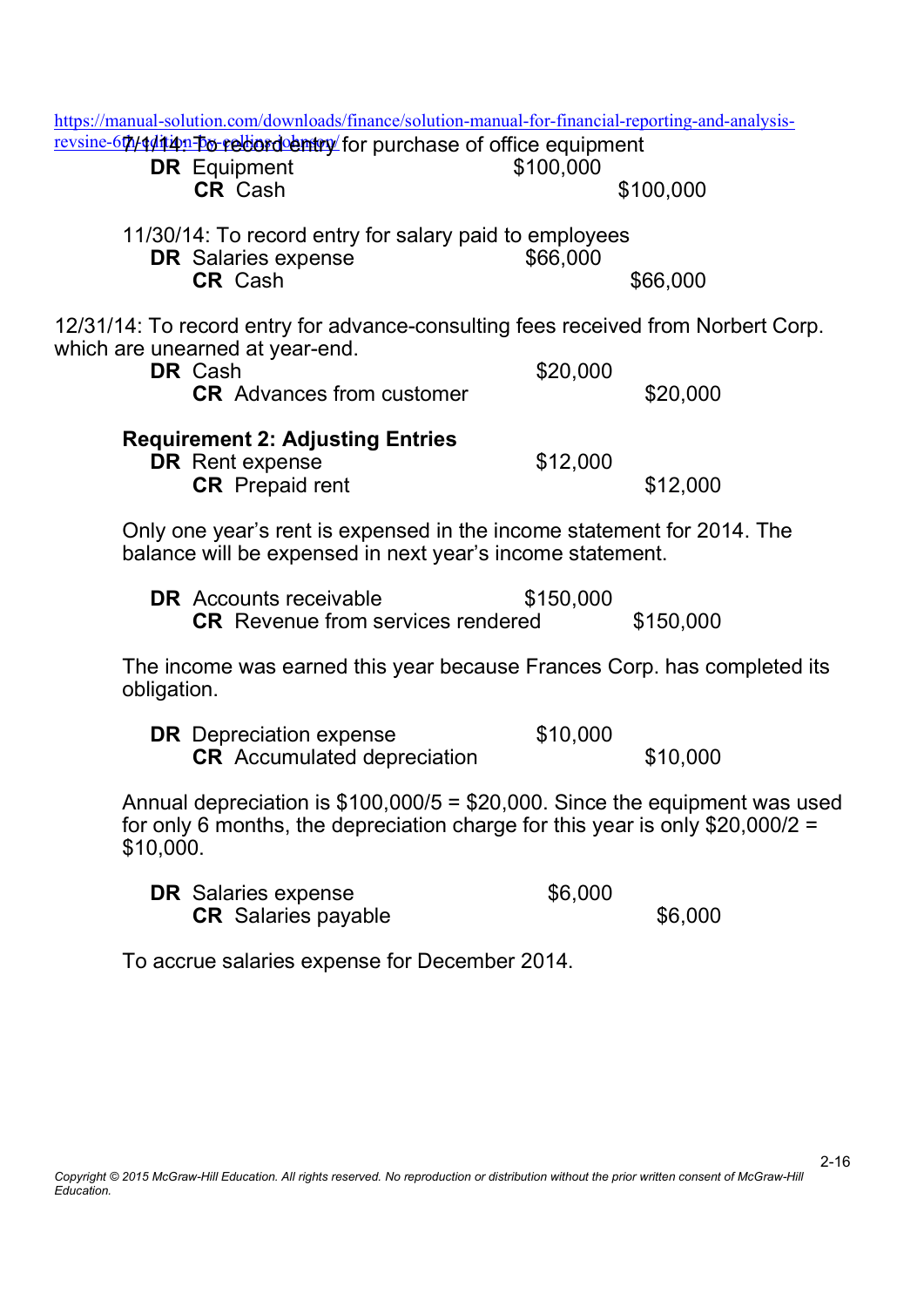7/1/14: To record entry for purchase of office equipment

| | | |
|---|---|---|
| **DR** Equipment | $100,000 | |
| **CR** Cash | | $100,000 |

11/30/14: To record entry for salary paid to employees

| | | |
|---|---|---|
| **DR** Salaries expense | $66,000 | |
| **CR** Cash | | $66,000 |

12/31/14: To record entry for advance-consulting fees received from Norbert Corp. which are unearned at year-end.

| | | |
|---|---|---|
| **DR** Cash | $20,000 | |
| **CR** Advances from customer | | $20,000 |

**Requirement 2: Adjusting Entries**

| | | |
|---|---|---|
| **DR** Rent expense | $12,000 | |
| **CR** Prepaid rent | | $12,000 |

Only one year's rent is expensed in the income statement for 2014. The balance will be expensed in next year's income statement.

| | | |
|---|---|---|
| **DR** Accounts receivable | $150,000 | |
| **CR** Revenue from services rendered | | $150,000 |

The income was earned this year because Frances Corp. has completed its obligation.

| | | |
|---|---|---|
| **DR** Depreciation expense | $10,000 | |
| **CR** Accumulated depreciation | | $10,000 |

Annual depreciation is $100,000/5 = $20,000. Since the equipment was used for only 6 months, the depreciation charge for this year is only $20,000/2 = $10,000.

| | | |
|---|---|---|
| **DR** Salaries expense | $6,000 | |
| **CR** Salaries payable | | $6,000 |

To accrue salaries expense for December 2014.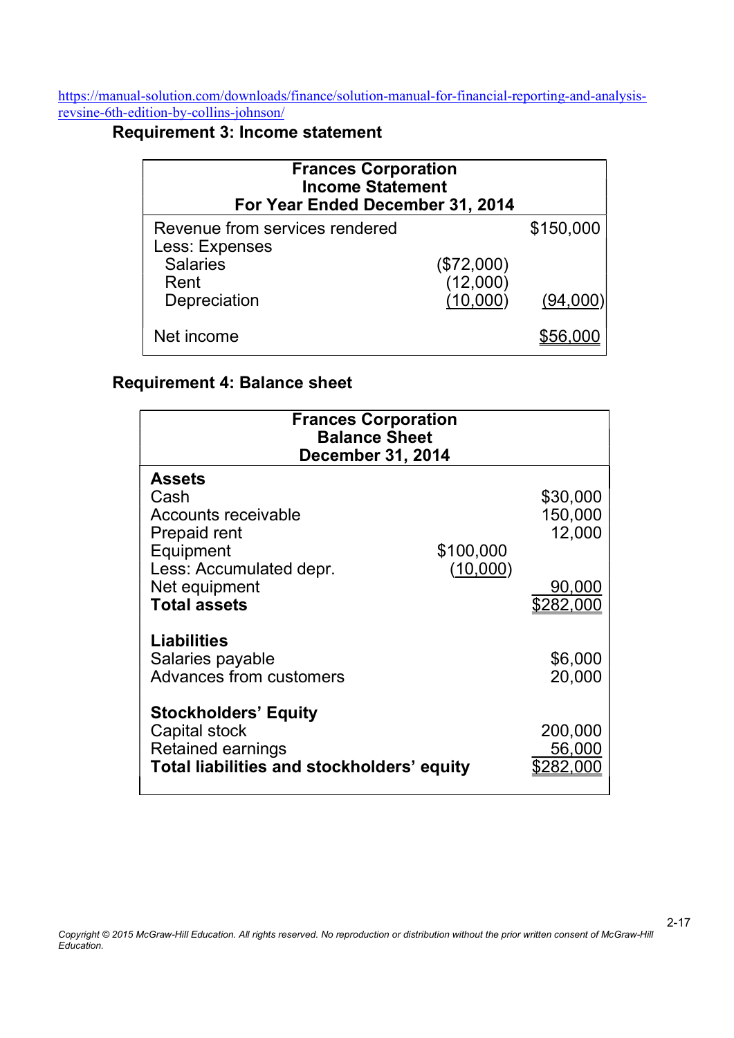https://manual-solution.com/downloads/finance/solution-manual-for-financial-reporting-and-analysis-revsine-6th-edition-by-collins-johnson/

### Requirement 3: Income statement

| Frances Corporation<br>Income Statement<br>For Year Ended December 31, 2014 | | |
|---|---|---|
| Revenue from services rendered | | $150,000 |
| Less: Expenses | | |
| Salaries | ($72,000) | |
| Rent | (12,000) | |
| Depreciation | (10,000) | (94,000) |
| Net income | | $56,000 |

### Requirement 4: Balance sheet

| Frances Corporation<br>Balance Sheet<br>December 31, 2014 | | |
|---|---|---|
| **Assets** | | |
| Cash | | $30,000 |
| Accounts receivable | | 150,000 |
| Prepaid rent | | 12,000 |
| Equipment | $100,000 | |
| Less: Accumulated depr. | (10,000) | |
| Net equipment | | 90,000 |
| **Total assets** | | $282,000 |
| **Liabilities** | | |
| Salaries payable | | $6,000 |
| Advances from customers | | 20,000 |
| **Stockholders' Equity** | | |
| Capital stock | | 200,000 |
| Retained earnings | | 56,000 |
| **Total liabilities and stockholders' equity** | | $282,000 |

*Copyright © 2015 McGraw-Hill Education. All rights reserved. No reproduction or distribution without the prior written consent of McGraw-Hill Education.*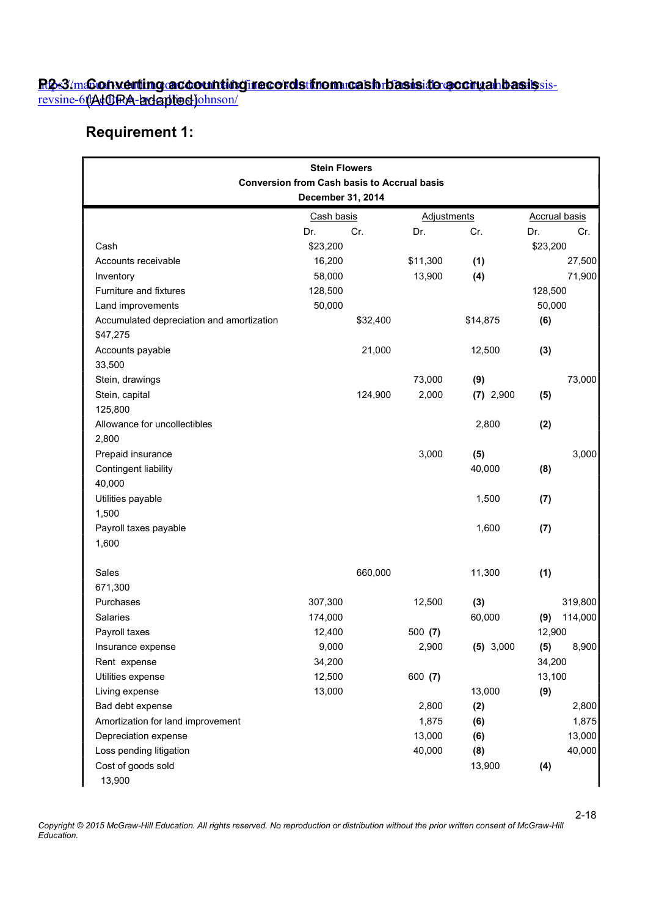# P2-3. Converting accounting records from cash basis to accrual basis (AICPA adapted)

## Requirement 1:

**Stein Flowers**
**Conversion from Cash basis to Accrual basis**
**December 31, 2014**

| | Cash basis | | Adjustments | | Accrual basis | |
|---|---|---|---|---|---|---|
| | Dr. | Cr. | Dr. | Cr. | Dr. | Cr. |
| Cash | $23,200 | | | | $23,200 | |
| Accounts receivable | 16,200 | | $11,300 (1) | | 27,500 | |
| Inventory | 58,000 | | 13,900 (4) | | 71,900 | |
| Furniture and fixtures | 128,500 | | | | 128,500 | |
| Land improvements | 50,000 | | | | 50,000 | |
| Accumulated depreciation and amortization | | $32,400 | | $14,875 (6) | | $47,275 |
| Accounts payable | | 21,000 | | 12,500 (3) | | 33,500 |
| Stein, drawings | | | 73,000 (9) | | 73,000 | |
| Stein, capital | | 124,900 | 2,000 (7) | 2,900 (5) | | 125,800 |
| Allowance for uncollectibles | | | | 2,800 (2) | | 2,800 |
| Prepaid insurance | | | 3,000 (5) | | 3,000 | |
| Contingent liability | | | | 40,000 (8) | | 40,000 |
| Utilities payable | | | | 1,500 (7) | | 1,500 |
| Payroll taxes payable | | | | 1,600 (7) | | 1,600 |
| Sales | | 660,000 | | 11,300 (1) | | 671,300 |
| Purchases | 307,300 | | 12,500 (3) | | 319,800 | |
| Salaries | 174,000 | | | 60,000 (9) | 114,000 | |
| Payroll taxes | 12,400 | | 500 (7) | | 12,900 | |
| Insurance expense | 9,000 | | 2,900 (5) | 3,000 (5) | 8,900 | |
| Rent expense | 34,200 | | | | 34,200 | |
| Utilities expense | 12,500 | | 600 (7) | | 13,100 | |
| Living expense | 13,000 | | | 13,000 (9) | | |
| Bad debt expense | | | 2,800 (2) | | 2,800 | |
| Amortization for land improvement | | | 1,875 (6) | | 1,875 | |
| Depreciation expense | | | 13,000 (6) | | 13,000 | |
| Loss pending litigation | | | 40,000 (8) | | 40,000 | |
| Cost of goods sold | | | | 13,900 (4) | | 13,900 |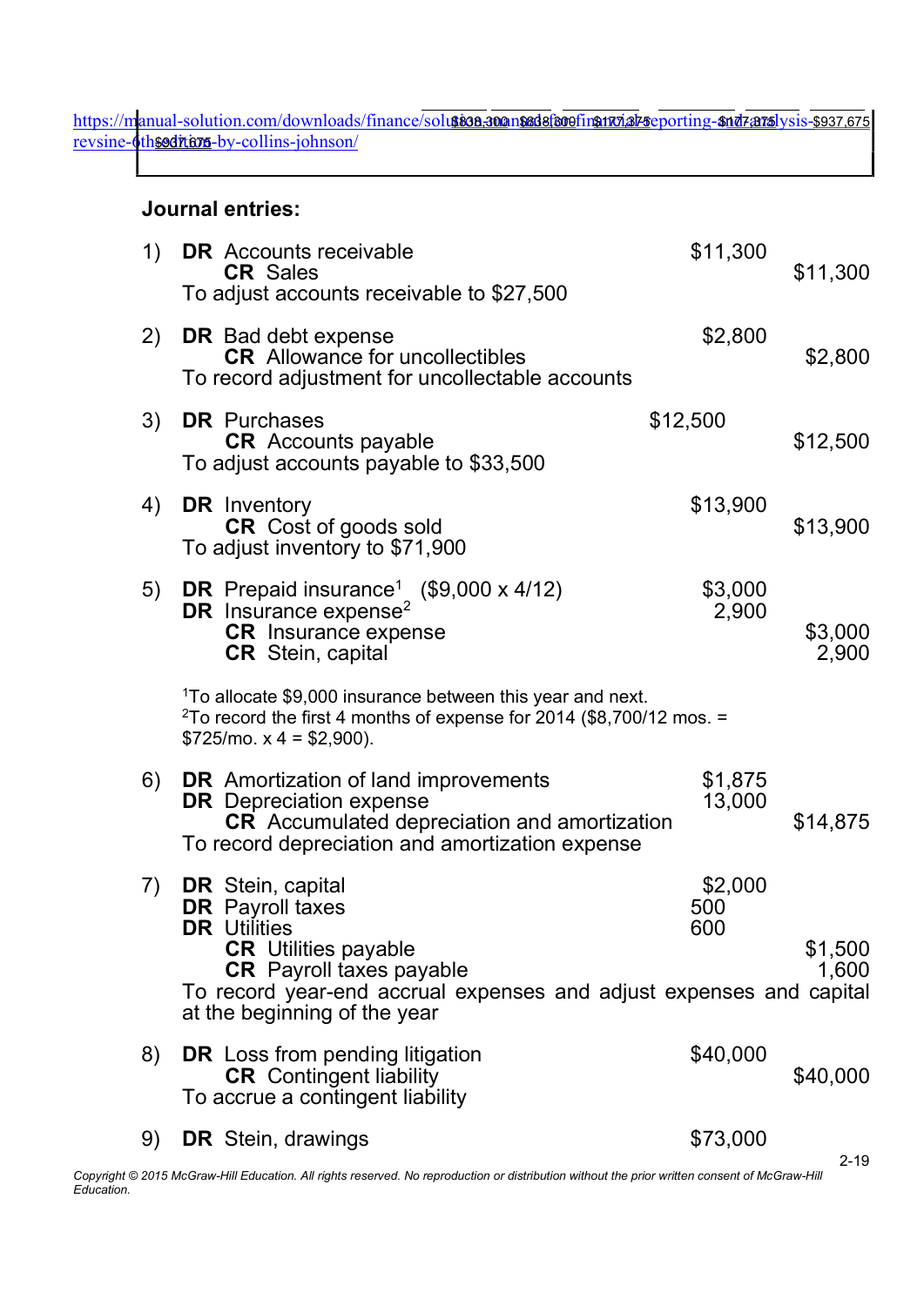## Journal entries:

1) **DR** Accounts receivable $11,300
   **CR** Sales $11,300
   To adjust accounts receivable to $27,500

2) **DR** Bad debt expense $2,800
   **CR** Allowance for uncollectibles $2,800
   To record adjustment for uncollectable accounts

3) **DR** Purchases $12,500
   **CR** Accounts payable $12,500
   To adjust accounts payable to $33,500

4) **DR** Inventory $13,900
   **CR** Cost of goods sold $13,900
   To adjust inventory to $71,900

5) **DR** Prepaid insurance[1] ($9,000 x 4/12) $3,000
   **DR** Insurance expense[2] 2,900
   **CR** Insurance expense $3,000
   **CR** Stein, capital 2,900

   [1]To allocate $9,000 insurance between this year and next.
   [2]To record the first 4 months of expense for 2014 ($8,700/12 mos. = $725/mo. x 4 = $2,900).

6) **DR** Amortization of land improvements $1,875
   **DR** Depreciation expense 13,000
   **CR** Accumulated depreciation and amortization $14,875
   To record depreciation and amortization expense

7) **DR** Stein, capital $2,000
   **DR** Payroll taxes 500
   **DR** Utilities 600
   **CR** Utilities payable $1,500
   **CR** Payroll taxes payable 1,600
   To record year-end accrual expenses and adjust expenses and capital at the beginning of the year

8) **DR** Loss from pending litigation $40,000
   **CR** Contingent liability $40,000
   To accrue a contingent liability

9) **DR** Stein, drawings $73,000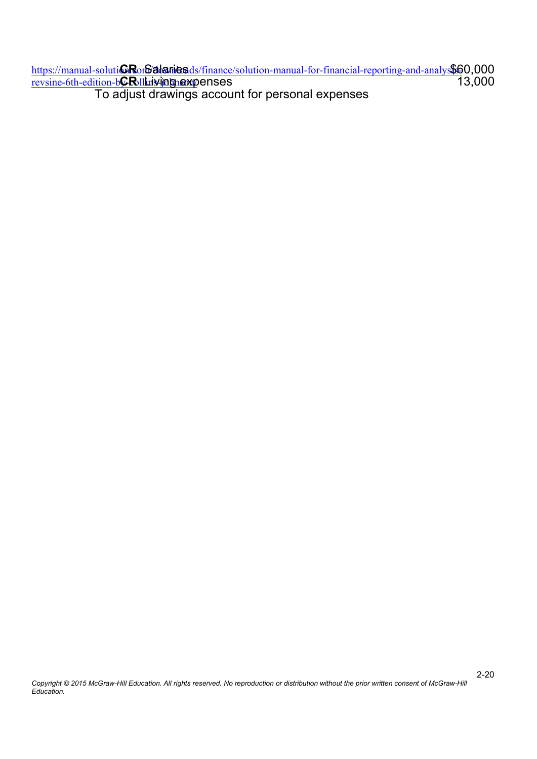| | | |
|---|---|---|
| **CR** | Salaries | $60,000 |
| **CR** | Living expenses | 13,000 |

To adjust drawings account for personal expenses